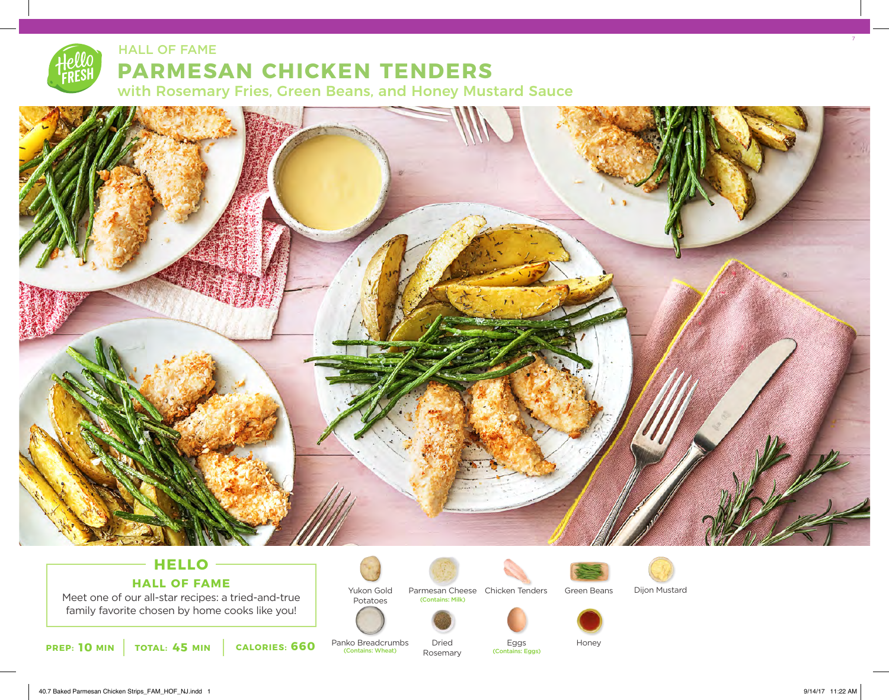HALL OF FAME

# PARMESAN CHICKEN TENDERS

with Rosemary Fries, Green Beans, and Honey Mustard Sauce

## HELLO

### HALL OF FAME

Meet one of our all-star recipes: a tried-and-true family favorite chosen by home cooks like you!

**PREP:** 10 MIN | **TOTAL:** 45 MIN | **CALORIES:** 660

- Yukon Gold Potatoes
- Parmesan Cheese (Contains: Milk)
- Chicken Tenders
- Green Beans
- Dijon Mustard
- Panko Breadcrumbs (Contains: Wheat)
- Dried Rosemary
- Eggs (Contains: Eggs)
- Honey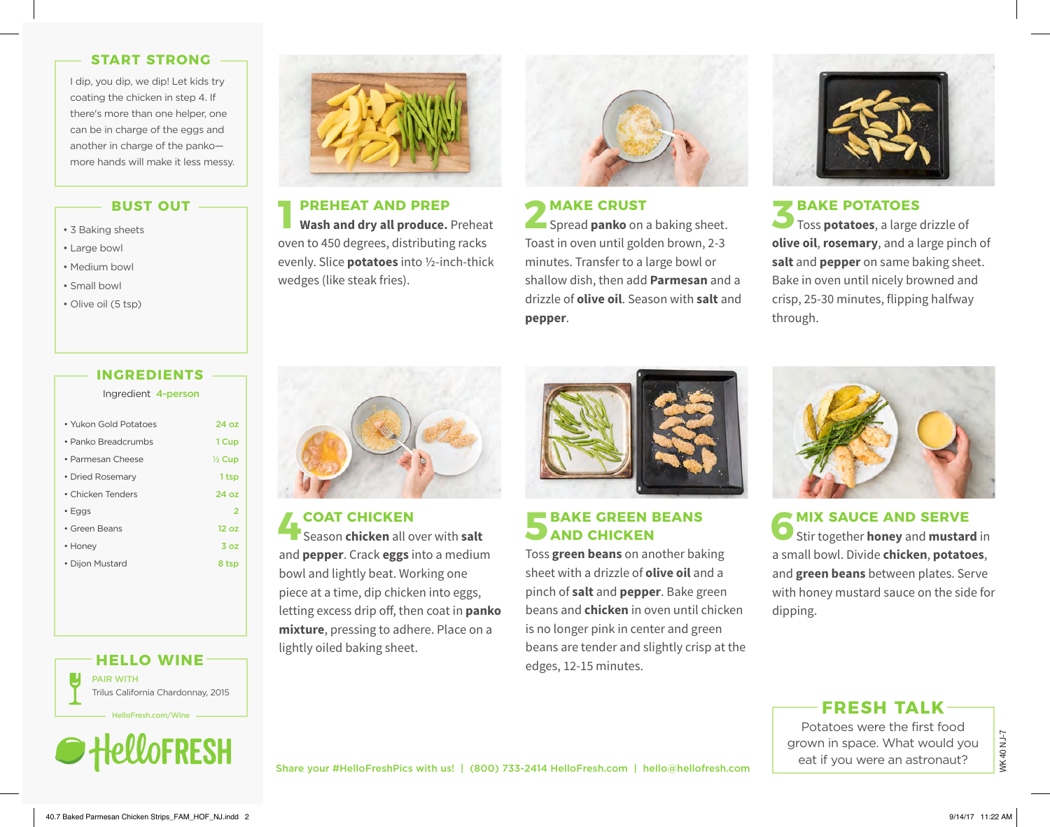## START STRONG

I dip, you dip, we dip! Let kids try coating the chicken in step 4. If there's more than one helper, one can be in charge of the eggs and another in charge of the panko—more hands will make it less messy.

## BUST OUT

- 3 Baking sheets
- Large bowl
- Medium bowl
- Small bowl
- Olive oil (5 tsp)

## INGREDIENTS

| Ingredient | 4-person |
|---|---|
| • Yukon Gold Potatoes | 24 oz |
| • Panko Breadcrumbs | 1 Cup |
| • Parmesan Cheese | ½ Cup |
| • Dried Rosemary | 1 tsp |
| • Chicken Tenders | 24 oz |
| • Eggs | 2 |
| • Green Beans | 12 oz |
| • Honey | 3 oz |
| • Dijon Mustard | 8 tsp |

## HELLO WINE

PAIR WITH

Trilus California Chardonnay, 2015

HelloFresh.com/Wine

HelloFRESH

## 1 PREHEAT AND PREP

**Wash and dry all produce.** Preheat oven to 450 degrees, distributing racks evenly. Slice **potatoes** into ½-inch-thick wedges (like steak fries).

## 2 MAKE CRUST

Spread **panko** on a baking sheet. Toast in oven until golden brown, 2-3 minutes. Transfer to a large bowl or shallow dish, then add **Parmesan** and a drizzle of **olive oil**. Season with **salt** and **pepper**.

## 3 BAKE POTATOES

Toss **potatoes**, a large drizzle of **olive oil**, **rosemary**, and a large pinch of **salt** and **pepper** on same baking sheet. Bake in oven until nicely browned and crisp, 25-30 minutes, flipping halfway through.

## 4 COAT CHICKEN

Season **chicken** all over with **salt** and **pepper**. Crack **eggs** into a medium bowl and lightly beat. Working one piece at a time, dip chicken into eggs, letting excess drip off, then coat in **panko mixture**, pressing to adhere. Place on a lightly oiled baking sheet.

## 5 BAKE GREEN BEANS AND CHICKEN

Toss **green beans** on another baking sheet with a drizzle of **olive oil** and a pinch of **salt** and **pepper**. Bake green beans and **chicken** in oven until chicken is no longer pink in center and green beans are tender and slightly crisp at the edges, 12-15 minutes.

## 6 MIX SAUCE AND SERVE

Stir together **honey** and **mustard** in a small bowl. Divide **chicken**, **potatoes**, and **green beans** between plates. Serve with honey mustard sauce on the side for dipping.

## FRESH TALK

Potatoes were the first food grown in space. What would you eat if you were an astronaut?

Share your #HelloFreshPics with us! | (800) 733-2414 HelloFresh.com | hello@hellofresh.com

WK 40 NJ-7